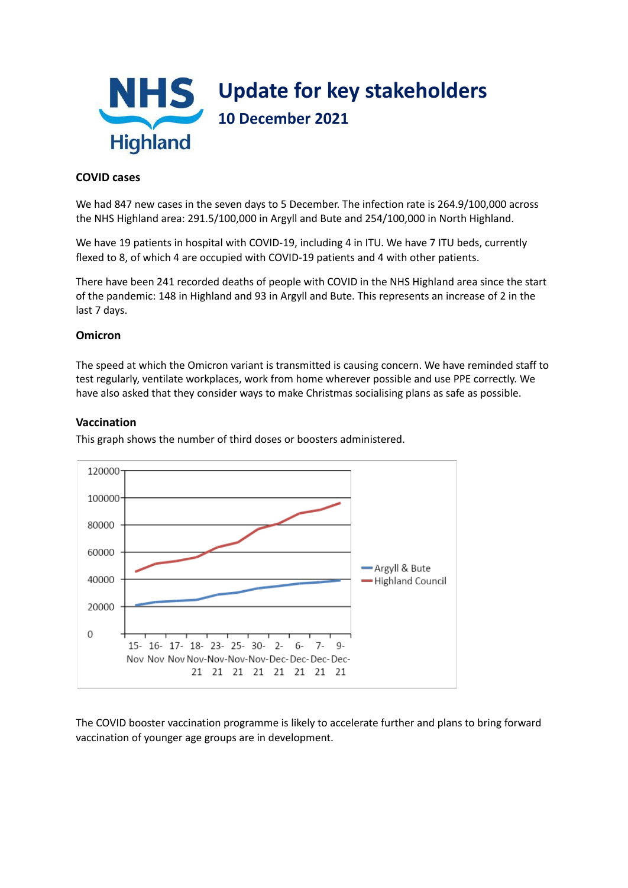# Update for key stakeholders

## 10 December 2021

### COVID cases

We had 847 new cases in the seven days to 5 December. The infection rate is 264.9/100,000 across the NHS Highland area: 291.5/100,000 in Argyll and Bute and 254/100,000 in North Highland.

We have 19 patients in hospital with COVID-19, including 4 in ITU. We have 7 ITU beds, currently flexed to 8, of which 4 are occupied with COVID-19 patients and 4 with other patients.

There have been 241 recorded deaths of people with COVID in the NHS Highland area since the start of the pandemic: 148 in Highland and 93 in Argyll and Bute. This represents an increase of 2 in the last 7 days.

### Omicron

The speed at which the Omicron variant is transmitted is causing concern. We have reminded staff to test regularly, ventilate workplaces, work from home wherever possible and use PPE correctly. We have also asked that they consider ways to make Christmas socialising plans as safe as possible.

### Vaccination

This graph shows the number of third doses or boosters administered.

The COVID booster vaccination programme is likely to accelerate further and plans to bring forward vaccination of younger age groups are in development.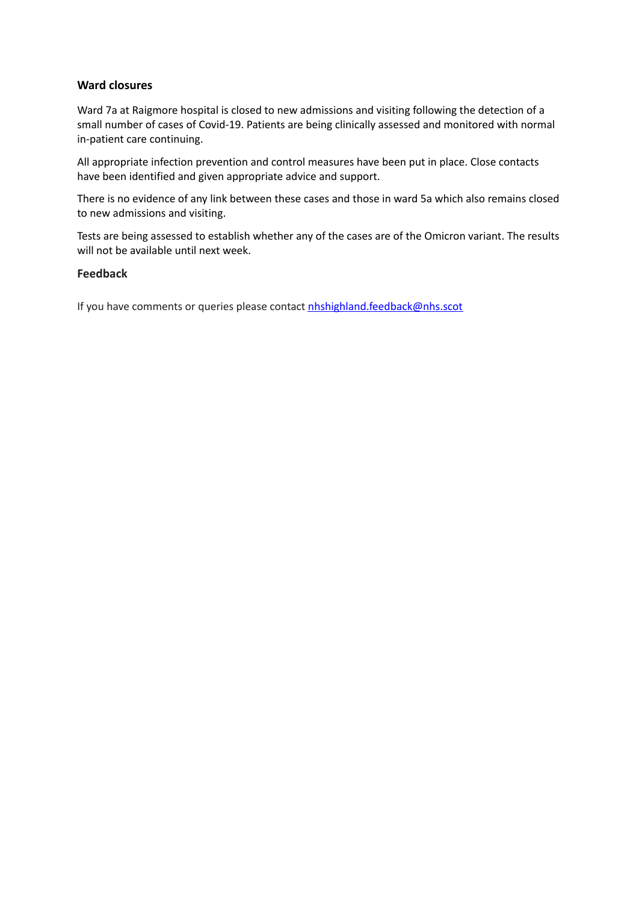## Ward closures

Ward 7a at Raigmore hospital is closed to new admissions and visiting following the detection of a small number of cases of Covid-19. Patients are being clinically assessed and monitored with normal in-patient care continuing.

All appropriate infection prevention and control measures have been put in place. Close contacts have been identified and given appropriate advice and support.

There is no evidence of any link between these cases and those in ward 5a which also remains closed to new admissions and visiting.

Tests are being assessed to establish whether any of the cases are of the Omicron variant. The results will not be available until next week.

## Feedback

If you have comments or queries please contact nhshighland.feedback@nhs.scot